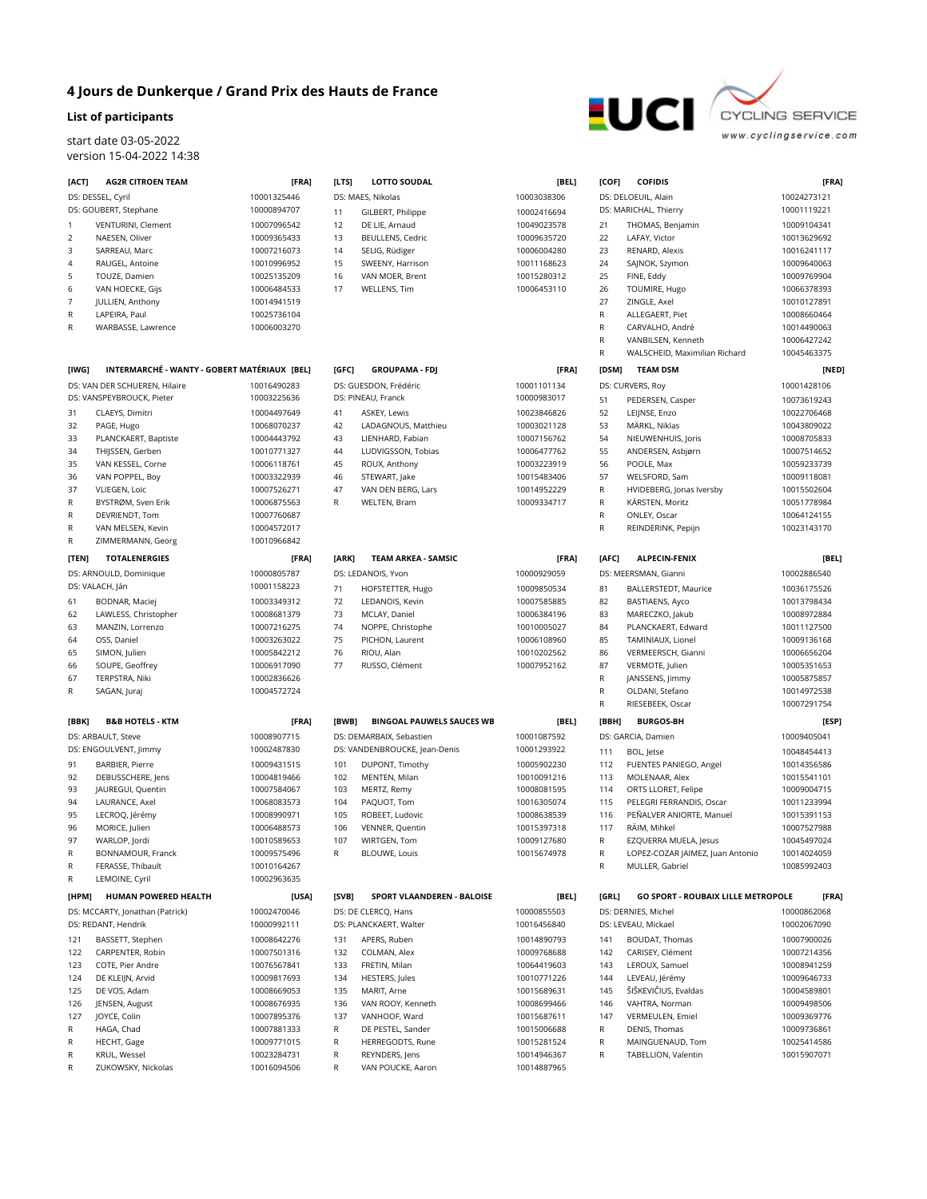# 4 Jours de Dunkerque / Grand Prix des Hauts de France

**List of participants**

start date 03-05-2022
version 15-04-2022 14:38

### [ACT] AG2R CITROEN TEAM [FRA]

| | | |
|---|---|---|
| DS: DESSEL, Cyril | | 10001325446 |
| DS: GOUBERT, Stephane | | 10000894707 |
| 1 | VENTURINI, Clement | 10007096542 |
| 2 | NAESEN, Oliver | 10009365433 |
| 3 | SARREAU, Marc | 10007216073 |
| 4 | RAUGEL, Antoine | 10010996952 |
| 5 | TOUZE, Damien | 10025135209 |
| 6 | VAN HOECKE, Gijs | 10006484533 |
| 7 | JULLIEN, Anthony | 10014941519 |
| R | LAPEIRA, Paul | 10025736104 |
| R | WARBASSE, Lawrence | 10006003270 |

### [LTS] LOTTO SOUDAL [BEL]

| | | |
|---|---|---|
| DS: MAES, Nikolas | | 10003038306 |
| 11 | GILBERT, Philippe | 10002416694 |
| 12 | DE LIE, Arnaud | 10049023578 |
| 13 | BEULLENS, Cedric | 10009635720 |
| 14 | SELIG, Rüdiger | 10006004280 |
| 15 | SWEENY, Harrison | 10011168623 |
| 16 | VAN MOER, Brent | 10015280312 |
| 17 | WELLENS, Tim | 10006453110 |

### [COF] COFIDIS [FRA]

| | | |
|---|---|---|
| DS: DELOEUIL, Alain | | 10024273121 |
| DS: MARICHAL, Thierry | | 10001119221 |
| 21 | THOMAS, Benjamin | 10009104341 |
| 22 | LAFAY, Victor | 10013629692 |
| 23 | RENARD, Alexis | 10016241117 |
| 24 | SAJNOK, Szymon | 10009640063 |
| 25 | FINE, Eddy | 10009769904 |
| 26 | TOUMIRE, Hugo | 10066378393 |
| 27 | ZINGLE, Axel | 10010127891 |
| R | ALLEGAERT, Piet | 10008660464 |
| R | CARVALHO, André | 10014490063 |
| R | VANBILSEN, Kenneth | 10006427242 |
| R | WALSCHEID, Maximilian Richard | 10045463375 |

### [IWG] INTERMARCHÉ - WANTY - GOBERT MATÉRIAUX [BEL]

| | | |
|---|---|---|
| DS: VAN DER SCHUEREN, Hilaire | | 10016490283 |
| DS: VANSPEYBROUCK, Pieter | | 10003225636 |
| 31 | CLAEYS, Dimitri | 10004497649 |
| 32 | PAGE, Hugo | 10068070237 |
| 33 | PLANCKAERT, Baptiste | 10004443792 |
| 34 | THIJSSEN, Gerben | 10010771327 |
| 35 | VAN KESSEL, Corne | 10006118761 |
| 36 | VAN POPPEL, Boy | 10003322939 |
| 37 | VLIEGEN, Loïc | 10007526271 |
| R | BYSTRØM, Sven Erik | 10006875563 |
| R | DEVRIENDT, Tom | 10007760687 |
| R | VAN MELSEN, Kevin | 10004572017 |
| R | ZIMMERMANN, Georg | 10010966842 |

### [GFC] GROUPAMA - FDJ [FRA]

| | | |
|---|---|---|
| DS: GUESDON, Frédéric | | 10001101134 |
| DS: PINEAU, Franck | | 10000983017 |
| 41 | ASKEY, Lewis | 10023846826 |
| 42 | LADAGNOUS, Matthieu | 10003021128 |
| 43 | LIENHARD, Fabian | 10007156762 |
| 44 | LUDVIGSSON, Tobias | 10006477762 |
| 45 | ROUX, Anthony | 10003223919 |
| 46 | STEWART, Jake | 10015483406 |
| 47 | VAN DEN BERG, Lars | 10014952229 |
| R | WELTEN, Bram | 10009334717 |

### [DSM] TEAM DSM [NED]

| | | |
|---|---|---|
| DS: CURVERS, Roy | | 10001428106 |
| 51 | PEDERSEN, Casper | 10073619243 |
| 52 | LEIJNSE, Enzo | 10022706468 |
| 53 | MÄRKL, Niklas | 10043809022 |
| 54 | NIEUWENHUIS, Joris | 10008705833 |
| 55 | ANDERSEN, Asbjørn | 10007514652 |
| 56 | POOLE, Max | 10059233739 |
| 57 | WELSFORD, Sam | 10009118081 |
| R | HVIDEBERG, Jonas Iversby | 10015502604 |
| R | KÄRSTEN, Moritz | 10051778984 |
| R | ONLEY, Oscar | 10064124155 |
| R | REINDERINK, Pepijn | 10023143170 |

### [TEN] TOTALENERGIES [FRA]

| | | |
|---|---|---|
| DS: ARNOULD, Dominique | | 10000805787 |
| DS: VALACH, Ján | | 10001158223 |
| 61 | BODNAR, Maciej | 10003349312 |
| 62 | LAWLESS, Christopher | 10008681379 |
| 63 | MANZIN, Lorrenzo | 10007216275 |
| 64 | OSS, Daniel | 10003263022 |
| 65 | SIMON, Julien | 10005842212 |
| 66 | SOUPE, Geoffrey | 10006917090 |
| 67 | TERPSTRA, Niki | 10002836626 |
| R | SAGAN, Juraj | 10004572724 |

### [ARK] TEAM ARKEA - SAMSIC [FRA]

| | | |
|---|---|---|
| DS: LEDANOIS, Yvon | | 10000929059 |
| 71 | HOFSTETTER, Hugo | 10009850534 |
| 72 | LEDANOIS, Kevin | 10007585885 |
| 73 | MCLAY, Daniel | 10006384196 |
| 74 | NOPPE, Christophe | 10010005027 |
| 75 | PICHON, Laurent | 10006108960 |
| 76 | RIOU, Alan | 10010202562 |
| 77 | RUSSO, Clément | 10007952162 |

### [AFC] ALPECIN-FENIX [BEL]

| | | |
|---|---|---|
| DS: MEERSMAN, Gianni | | 10002886540 |
| 81 | BALLERSTEDT, Maurice | 10036175526 |
| 82 | BASTIAENS, Ayco | 10013798434 |
| 83 | MARECZKO, Jakub | 10008972884 |
| 84 | PLANCKAERT, Edward | 10011127500 |
| 85 | TAMINIAUX, Lionel | 10009136168 |
| 86 | VERMEERSCH, Gianni | 10006656204 |
| 87 | VERMOTE, Julien | 10005351653 |
| R | JANSSENS, Jimmy | 10005875857 |
| R | OLDANI, Stefano | 10014972538 |
| R | RIESEBEEK, Oscar | 10007291754 |

### [BBK] B&B HOTELS - KTM [FRA]

| | | |
|---|---|---|
| DS: ARBAULT, Steve | | 10008907715 |
| DS: ENGOULVENT, Jimmy | | 10002487830 |
| 91 | BARBIER, Pierre | 10009431515 |
| 92 | DEBUSSCHERE, Jens | 10004819466 |
| 93 | JAUREGUI, Quentin | 10007584067 |
| 94 | LAURANCE, Axel | 10068083573 |
| 95 | LECROQ, Jérémy | 10008990971 |
| 96 | MORICE, Julien | 10006488573 |
| 97 | WARLOP, Jordi | 10010589653 |
| R | BONNAMOUR, Franck | 10009575496 |
| R | FERASSE, Thibault | 10010164267 |
| R | LEMOINE, Cyril | 10002963635 |

### [BWB] BINGOAL PAUWELS SAUCES WB [BEL]

| | | |
|---|---|---|
| DS: DEMARBAIX, Sebastien | | 10001087592 |
| DS: VANDENBROUCKE, Jean-Denis | | 10001293922 |
| 101 | DUPONT, Timothy | 10005902230 |
| 102 | MENTEN, Milan | 10010091216 |
| 103 | MERTZ, Remy | 10008081595 |
| 104 | PAQUOT, Tom | 10016305074 |
| 105 | ROBEET, Ludovic | 10008638539 |
| 106 | VENNER, Quentin | 10015397318 |
| 107 | WIRTGEN, Tom | 10009127680 |
| R | BLOUWE, Louis | 10015674978 |

### [BBH] BURGOS-BH [ESP]

| | | |
|---|---|---|
| DS: GARCIA, Damien | | 10009405041 |
| 111 | BOL, Jetse | 10048454413 |
| 112 | FUENTES PANIEGO, Angel | 10014356586 |
| 113 | MOLENAAR, Alex | 10015541101 |
| 114 | ORTS LLORET, Felipe | 10009004715 |
| 115 | PELEGRI FERRANDIS, Oscar | 10011233994 |
| 116 | PEÑALVER ANIORTE, Manuel | 10015391153 |
| 117 | RÄIM, Mihkel | 10007527988 |
| R | EZQUERRA MUELA, Jesus | 10045497024 |
| R | LOPEZ-COZAR JAIMEZ, Juan Antonio | 10014024059 |
| R | MULLER, Gabriel | 10085992403 |

### [HPM] HUMAN POWERED HEALTH [USA]

| | | |
|---|---|---|
| DS: MCCARTY, Jonathan (Patrick) | | 10002470046 |
| DS: REDANT, Hendrik | | 10000992111 |
| 121 | BASSETT, Stephen | 10008642276 |
| 122 | CARPENTER, Robin | 10007501316 |
| 123 | COTE, Pier Andre | 10076567841 |
| 124 | DE KLEIJN, Arvid | 10009817693 |
| 125 | DE VOS, Adam | 10008669053 |
| 126 | JENSEN, August | 10008676935 |
| 127 | JOYCE, Colin | 10007895376 |
| R | HAGA, Chad | 10007881333 |
| R | HECHT, Gage | 10009771015 |
| R | KRUL, Wessel | 10023284731 |
| R | ZUKOWSKY, Nickolas | 10016094506 |

### [SVB] SPORT VLAANDEREN - BALOISE [BEL]

| | | |
|---|---|---|
| DS: DE CLERCQ, Hans | | 10000855503 |
| DS: PLANCKAERT, Walter | | 10016456840 |
| 131 | APERS, Ruben | 10014890793 |
| 132 | COLMAN, Alex | 10009768688 |
| 133 | FRETIN, Milan | 10064419603 |
| 134 | HESTERS, Jules | 10010771226 |
| 135 | MARIT, Arne | 10015689631 |
| 136 | VAN ROOY, Kenneth | 10008699466 |
| 137 | VANHOOF, Ward | 10015687611 |
| R | DE PESTEL, Sander | 10015006688 |
| R | HERREGODTS, Rune | 10015281524 |
| R | REYNDERS, Jens | 10014946367 |
| R | VAN POUCKE, Aaron | 10014887965 |

### [GRL] GO SPORT - ROUBAIX LILLE METROPOLE [FRA]

| | | |
|---|---|---|
| DS: DERNIES, Michel | | 10000862068 |
| DS: LEVEAU, Mickael | | 10002067090 |
| 141 | BOUDAT, Thomas | 10007900026 |
| 142 | CARISEY, Clément | 10007214356 |
| 143 | LEROUX, Samuel | 10008941259 |
| 144 | LEVEAU, Jérémy | 10009646733 |
| 145 | ŠIŠKEVIČIUS, Evaldas | 10004589801 |
| 146 | VAHTRA, Norman | 10009498506 |
| 147 | VERMEULEN, Emiel | 10009369776 |
| R | DENIS, Thomas | 10009736861 |
| R | MAINGUENAUD, Tom | 10025414586 |
| R | TABELLION, Valentin | 10015907071 |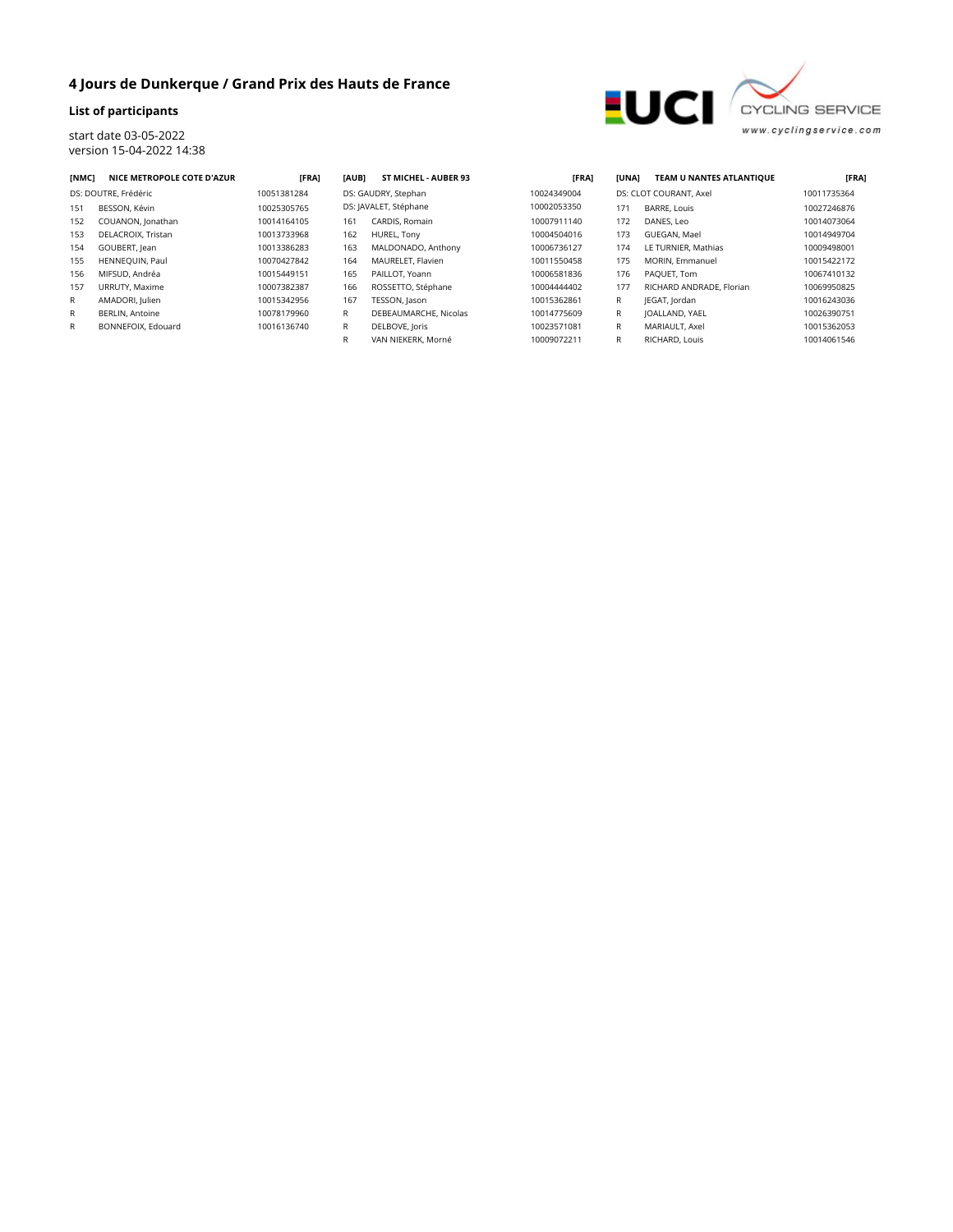# 4 Jours de Dunkerque / Grand Prix des Hauts de France

**List of participants**

start date 03-05-2022
version 15-04-2022 14:38

| [NMC] | NICE METROPOLE COTE D'AZUR | [FRA] |
|---|---|---|
| DS: DOUTRE, Frédéric | | 10051381284 |
| 151 | BESSON, Kévin | 10025305765 |
| 152 | COUANON, Jonathan | 10014164105 |
| 153 | DELACROIX, Tristan | 10013733968 |
| 154 | GOUBERT, Jean | 10013386283 |
| 155 | HENNEQUIN, Paul | 10070427842 |
| 156 | MIFSUD, Andréa | 10015449151 |
| 157 | URRUTY, Maxime | 10007382387 |
| R | AMADORI, Julien | 10015342956 |
| R | BERLIN, Antoine | 10078179960 |
| R | BONNEFOIX, Edouard | 10016136740 |

| [AUB] | ST MICHEL - AUBER 93 | [FRA] |
|---|---|---|
| DS: GAUDRY, Stephan | | 10024349004 |
| DS: JAVALET, Stéphane | | 10002053350 |
| 161 | CARDIS, Romain | 10007911140 |
| 162 | HUREL, Tony | 10004504016 |
| 163 | MALDONADO, Anthony | 10006736127 |
| 164 | MAURELET, Flavien | 10011550458 |
| 165 | PAILLOT, Yoann | 10006581836 |
| 166 | ROSSETTO, Stéphane | 10004444402 |
| 167 | TESSON, Jason | 10015362861 |
| R | DEBEAUMARCHE, Nicolas | 10014775609 |
| R | DELBOVE, Joris | 10023571081 |
| R | VAN NIEKERK, Morné | 10009072211 |

| [UNA] | TEAM U NANTES ATLANTIQUE | [FRA] |
|---|---|---|
| DS: CLOT COURANT, Axel | | 10011735364 |
| 171 | BARRE, Louis | 10027246876 |
| 172 | DANES, Leo | 10014073064 |
| 173 | GUEGAN, Mael | 10014949704 |
| 174 | LE TURNIER, Mathias | 10009498001 |
| 175 | MORIN, Emmanuel | 10015422172 |
| 176 | PAQUET, Tom | 10067410132 |
| 177 | RICHARD ANDRADE, Florian | 10069950825 |
| R | JEGAT, Jordan | 10016243036 |
| R | JOALLAND, YAEL | 10026390751 |
| R | MARIAULT, Axel | 10015362053 |
| R | RICHARD, Louis | 10014061546 |